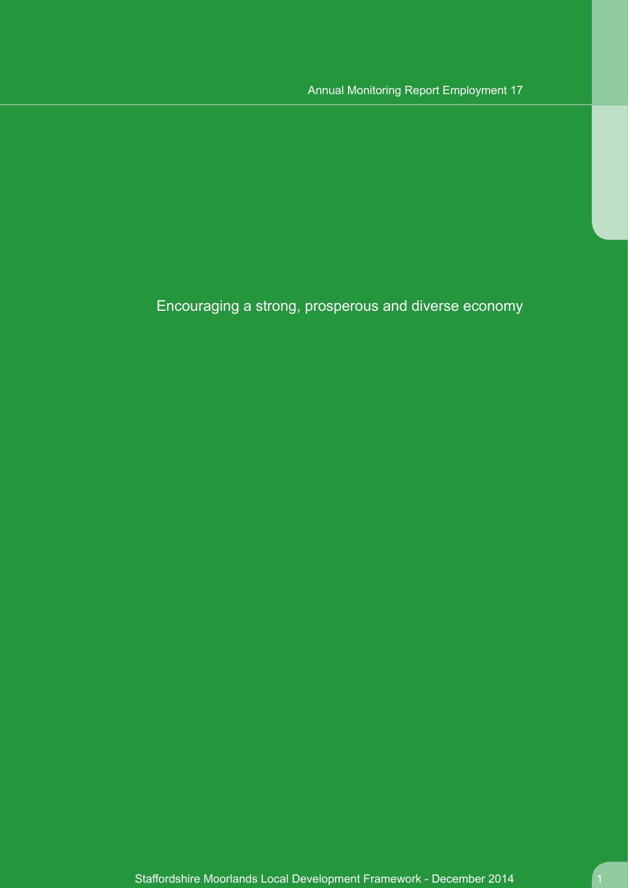# Annual Monitoring Report Employment 17

Encouraging a strong, prosperous and diverse economy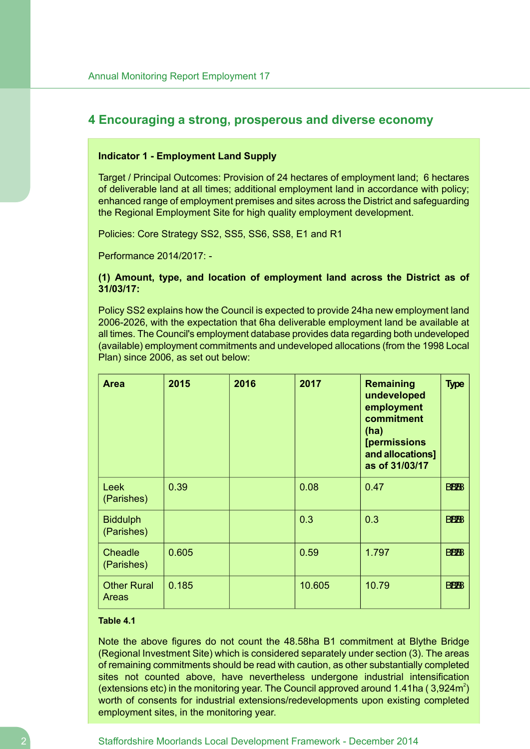## 4 Encouraging a strong, prosperous and diverse economy

**Indicator 1 - Employment Land Supply**

Target / Principal Outcomes: Provision of 24 hectares of employment land; 6 hectares of deliverable land at all times; additional employment land in accordance with policy; enhanced range of employment premises and sites across the District and safeguarding the Regional Employment Site for high quality employment development.

Policies: Core Strategy SS2, SS5, SS6, SS8, E1 and R1

Performance 2014/2017: -

**(1) Amount, type, and location of employment land across the District as of 31/03/17:**

Policy SS2 explains how the Council is expected to provide 24ha new employment land 2006-2026, with the expectation that 6ha deliverable employment land be available at all times. The Council's employment database provides data regarding both undeveloped (available) employment commitments and undeveloped allocations (from the 1998 Local Plan) since 2006, as set out below:

| Area | 2015 | 2016 | 2017 | Remaining undeveloped employment commitment (ha) [permissions and allocations] as of 31/03/17 | Type |
|---|---|---|---|---|---|
| Leek (Parishes) | 0.39 | | 0.08 | 0.47 | B1/B2/B8 |
| Biddulph (Parishes) | | | 0.3 | 0.3 | B1/B2/B8 |
| Cheadle (Parishes) | 0.605 | | 0.59 | 1.797 | B1/B2/B8 |
| Other Rural Areas | 0.185 | | 10.605 | 10.79 | B1/B2/B8 |

**Table 4.1**

Note the above figures do not count the 48.58ha B1 commitment at Blythe Bridge (Regional Investment Site) which is considered separately under section (3). The areas of remaining commitments should be read with caution, as other substantially completed sites not counted above, have nevertheless undergone industrial intensification (extensions etc) in the monitoring year. The Council approved around 1.41ha ( 3,924m$^2$) worth of consents for industrial extensions/redevelopments upon existing completed employment sites, in the monitoring year.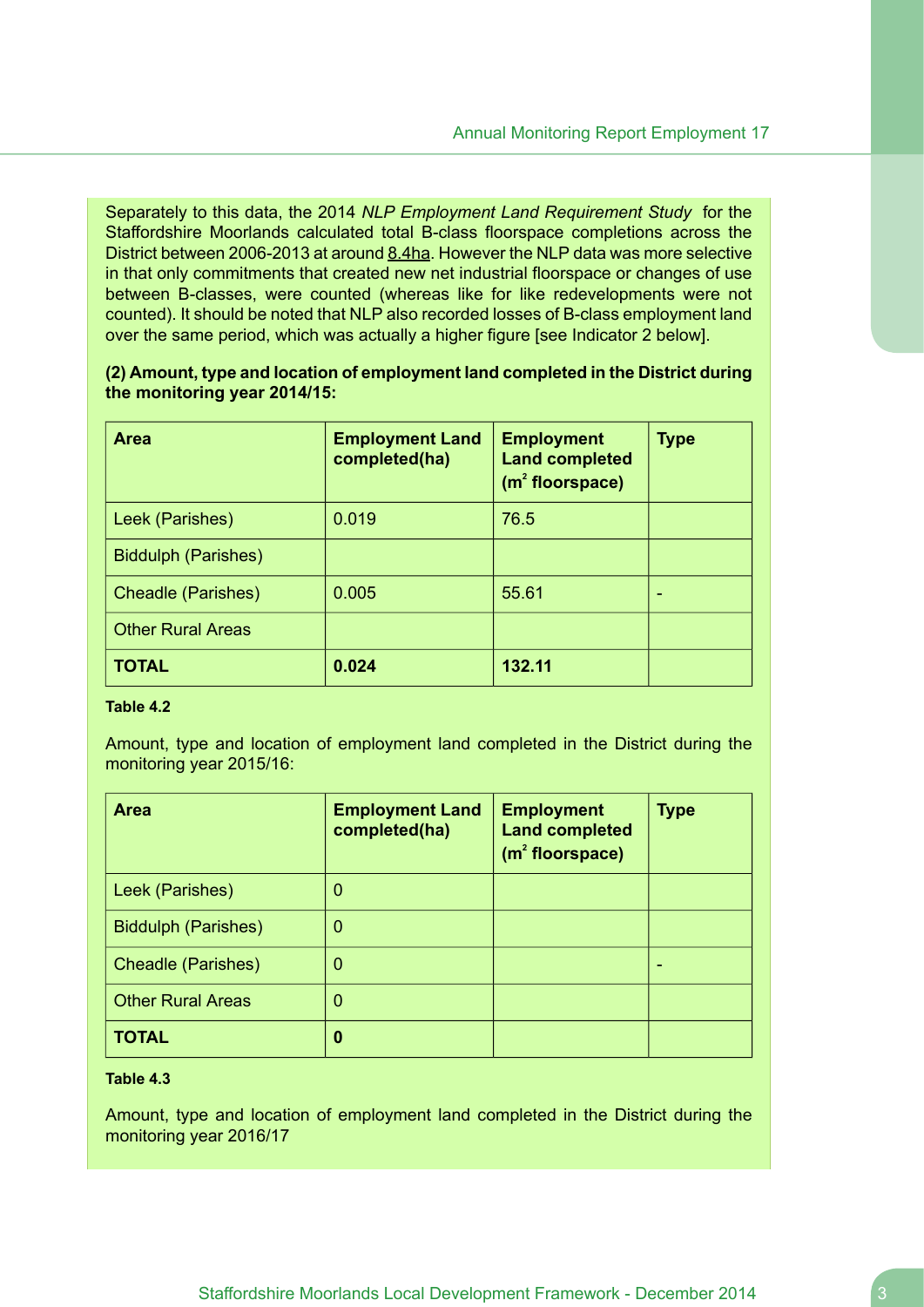Separately to this data, the 2014 *NLP Employment Land Requirement Study* for the Staffordshire Moorlands calculated total B-class floorspace completions across the District between 2006-2013 at around 8.4ha. However the NLP data was more selective in that only commitments that created new net industrial floorspace or changes of use between B-classes, were counted (whereas like for like redevelopments were not counted). It should be noted that NLP also recorded losses of B-class employment land over the same period, which was actually a higher figure [see Indicator 2 below].

**(2) Amount, type and location of employment land completed in the District during the monitoring year 2014/15:**

| Area | Employment Land completed(ha) | Employment Land completed ($m^2$ floorspace) | Type |
|---|---|---|---|
| Leek (Parishes) | 0.019 | 76.5 | |
| Biddulph (Parishes) | | | |
| Cheadle (Parishes) | 0.005 | 55.61 | - |
| Other Rural Areas | | | |
| **TOTAL** | **0.024** | **132.11** | |

**Table 4.2**

Amount, type and location of employment land completed in the District during the monitoring year 2015/16:

| Area | Employment Land completed(ha) | Employment Land completed ($m^2$ floorspace) | Type |
|---|---|---|---|
| Leek (Parishes) | 0 | | |
| Biddulph (Parishes) | 0 | | |
| Cheadle (Parishes) | 0 | | - |
| Other Rural Areas | 0 | | |
| **TOTAL** | **0** | | |

**Table 4.3**

Amount, type and location of employment land completed in the District during the monitoring year 2016/17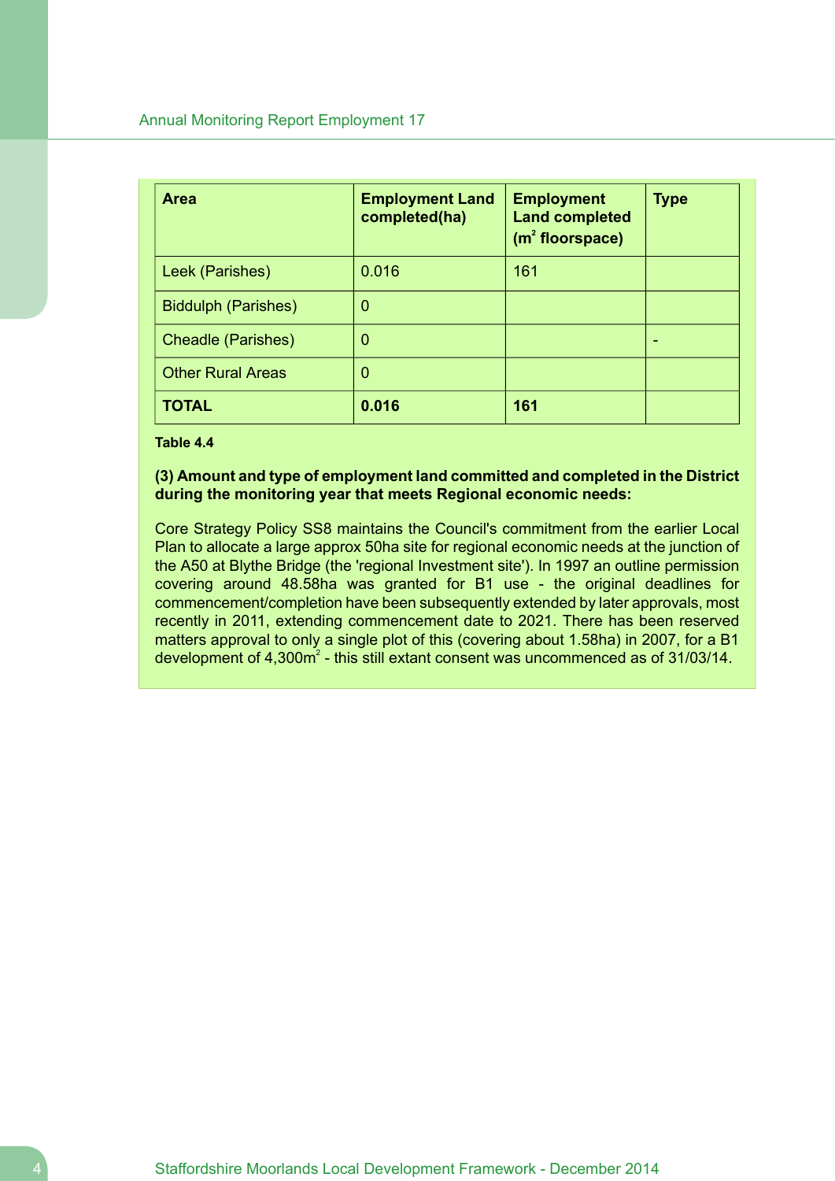| Area | Employment Land completed(ha) | Employment Land completed ($m^2$ floorspace) | Type |
|---|---|---|---|
| Leek (Parishes) | 0.016 | 161 | |
| Biddulph (Parishes) | 0 | | |
| Cheadle (Parishes) | 0 | | - |
| Other Rural Areas | 0 | | |
| **TOTAL** | **0.016** | **161** | |

**Table 4.4**

**(3) Amount and type of employment land committed and completed in the District during the monitoring year that meets Regional economic needs:**

Core Strategy Policy SS8 maintains the Council's commitment from the earlier Local Plan to allocate a large approx 50ha site for regional economic needs at the junction of the A50 at Blythe Bridge (the 'regional Investment site'). In 1997 an outline permission covering around 48.58ha was granted for B1 use - the original deadlines for commencement/completion have been subsequently extended by later approvals, most recently in 2011, extending commencement date to 2021. There has been reserved matters approval to only a single plot of this (covering about 1.58ha) in 2007, for a B1 development of 4,300$m^2$ - this still extant consent was uncommenced as of 31/03/14.